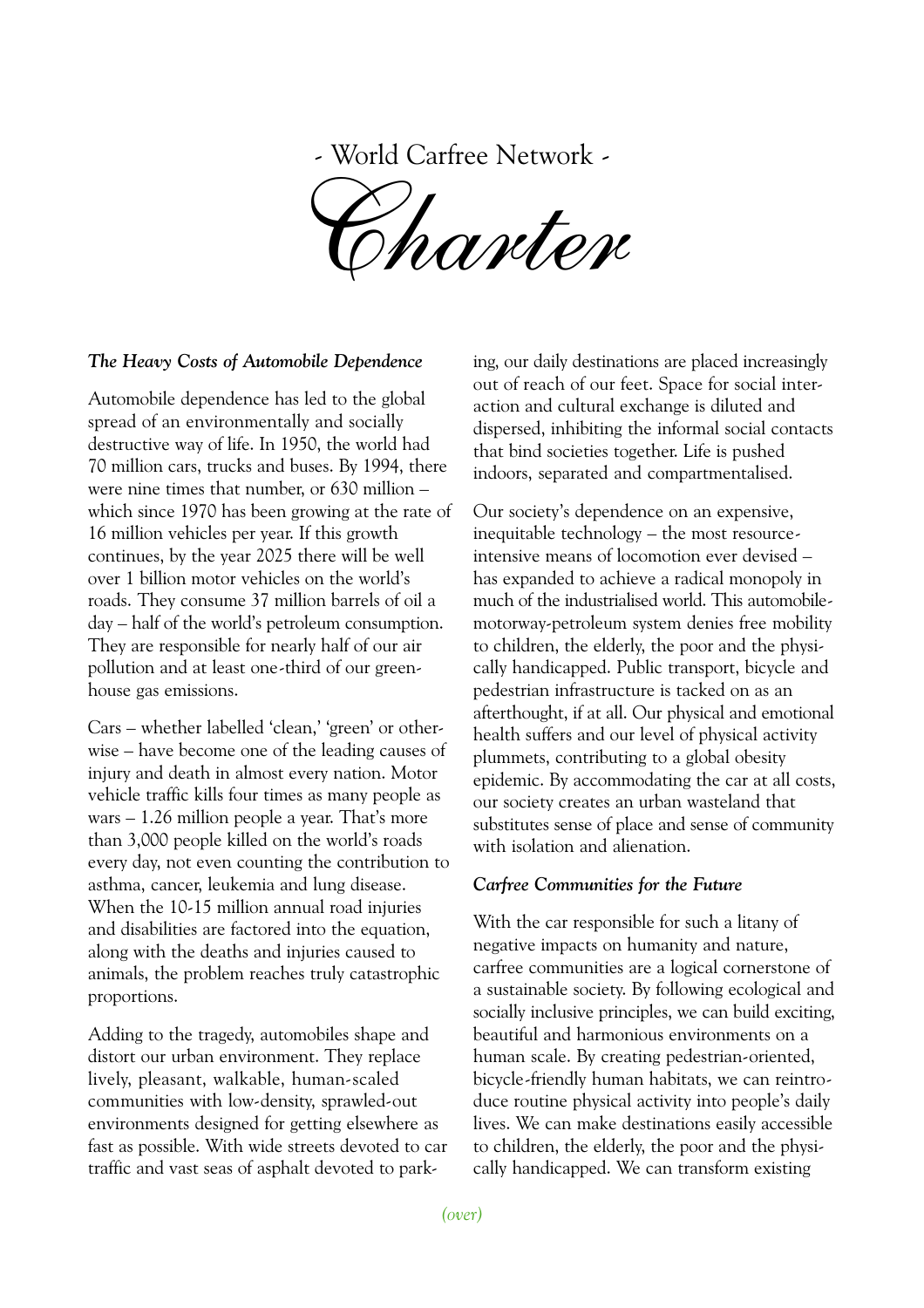- World Carfree Network -

# Charter

## *The Heavy Costs of Automobile Dependence*

Automobile dependence has led to the global spread of an environmentally and socially destructive way of life. In 1950, the world had 70 million cars, trucks and buses. By 1994, there were nine times that number, or 630 million – which since 1970 has been growing at the rate of 16 million vehicles per year. If this growth continues, by the year 2025 there will be well over 1 billion motor vehicles on the world's roads. They consume 37 million barrels of oil a day – half of the world's petroleum consumption. They are responsible for nearly half of our air pollution and at least one-third of our greenhouse gas emissions.

Cars – whether labelled 'clean,' 'green' or otherwise – have become one of the leading causes of injury and death in almost every nation. Motor vehicle traffic kills four times as many people as wars – 1.26 million people a year. That's more than 3,000 people killed on the world's roads every day, not even counting the contribution to asthma, cancer, leukemia and lung disease. When the 10-15 million annual road injuries and disabilities are factored into the equation, along with the deaths and injuries caused to animals, the problem reaches truly catastrophic proportions.

Adding to the tragedy, automobiles shape and distort our urban environment. They replace lively, pleasant, walkable, human-scaled communities with low-density, sprawled-out environments designed for getting elsewhere as fast as possible. With wide streets devoted to car traffic and vast seas of asphalt devoted to parking, our daily destinations are placed increasingly out of reach of our feet. Space for social interaction and cultural exchange is diluted and dispersed, inhibiting the informal social contacts that bind societies together. Life is pushed indoors, separated and compartmentalised.

Our society's dependence on an expensive, inequitable technology – the most resource-intensive means of locomotion ever devised – has expanded to achieve a radical monopoly in much of the industrialised world. This automobile-motorway-petroleum system denies free mobility to children, the elderly, the poor and the physically handicapped. Public transport, bicycle and pedestrian infrastructure is tacked on as an afterthought, if at all. Our physical and emotional health suffers and our level of physical activity plummets, contributing to a global obesity epidemic. By accommodating the car at all costs, our society creates an urban wasteland that substitutes sense of place and sense of community with isolation and alienation.

## *Carfree Communities for the Future*

With the car responsible for such a litany of negative impacts on humanity and nature, carfree communities are a logical cornerstone of a sustainable society. By following ecological and socially inclusive principles, we can build exciting, beautiful and harmonious environments on a human scale. By creating pedestrian-oriented, bicycle-friendly human habitats, we can reintroduce routine physical activity into people's daily lives. We can make destinations easily accessible to children, the elderly, the poor and the physically handicapped. We can transform existing

*(over)*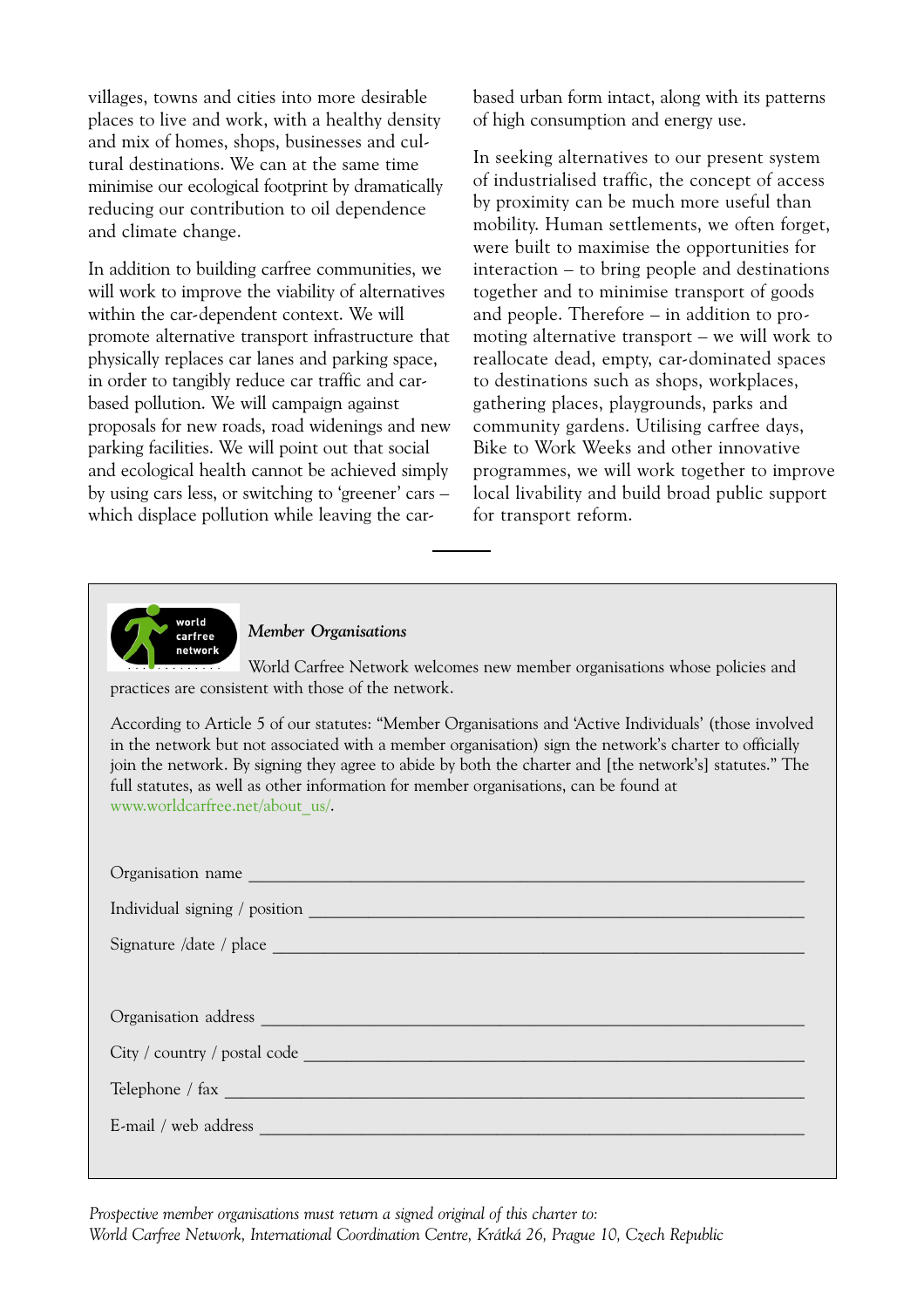villages, towns and cities into more desirable places to live and work, with a healthy density and mix of homes, shops, businesses and cultural destinations. We can at the same time minimise our ecological footprint by dramatically reducing our contribution to oil dependence and climate change.

In addition to building carfree communities, we will work to improve the viability of alternatives within the car-dependent context. We will promote alternative transport infrastructure that physically replaces car lanes and parking space, in order to tangibly reduce car traffic and car-based pollution. We will campaign against proposals for new roads, road widenings and new parking facilities. We will point out that social and ecological health cannot be achieved simply by using cars less, or switching to 'greener' cars – which displace pollution while leaving the car-based urban form intact, along with its patterns of high consumption and energy use.

In seeking alternatives to our present system of industrialised traffic, the concept of access by proximity can be much more useful than mobility. Human settlements, we often forget, were built to maximise the opportunities for interaction – to bring people and destinations together and to minimise transport of goods and people. Therefore – in addition to promoting alternative transport – we will work to reallocate dead, empty, car-dominated spaces to destinations such as shops, workplaces, gathering places, playgrounds, parks and community gardens. Utilising carfree days, Bike to Work Weeks and other innovative programmes, we will work together to improve local livability and build broad public support for transport reform.

---

world carfree network

*Member Organisations*

World Carfree Network welcomes new member organisations whose policies and practices are consistent with those of the network.

According to Article 5 of our statutes: "Member Organisations and 'Active Individuals' (those involved in the network but not associated with a member organisation) sign the network's charter to officially join the network. By signing they agree to abide by both the charter and [the network's] statutes." The full statutes, as well as other information for member organisations, can be found at www.worldcarfree.net/about_us/.

Organisation name ______________________________

Individual signing / position ______________________________

Signature /date / place ______________________________

Organisation address ______________________________

City / country / postal code ______________________________

Telephone / fax ______________________________

E-mail / web address ______________________________

*Prospective member organisations must return a signed original of this charter to:*
*World Carfree Network, International Coordination Centre, Krátká 26, Prague 10, Czech Republic*